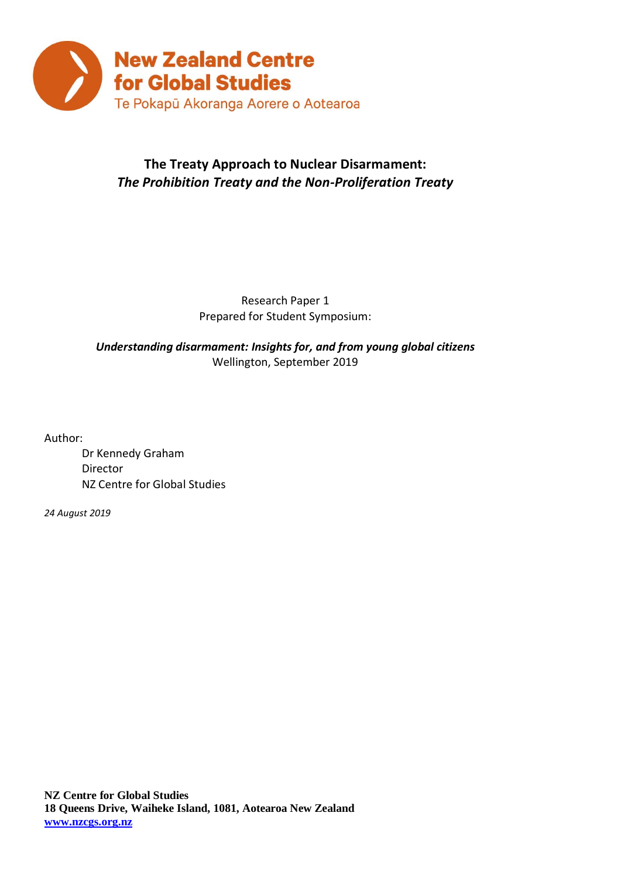**New Zealand Centre for Global Studies**
**Te Pokapū Akoranga Aorere o Aotearoa**

# The Treaty Approach to Nuclear Disarmament:
## *The Prohibition Treaty and the Non-Proliferation Treaty*

Research Paper 1
Prepared for Student Symposium:

***Understanding disarmament: Insights for, and from young global citizens***
Wellington, September 2019

Author:

Dr Kennedy Graham
Director
NZ Centre for Global Studies

*24 August 2019*

**NZ Centre for Global Studies**
**18 Queens Drive, Waiheke Island, 1081, Aotearoa New Zealand**
**www.nzcgs.org.nz**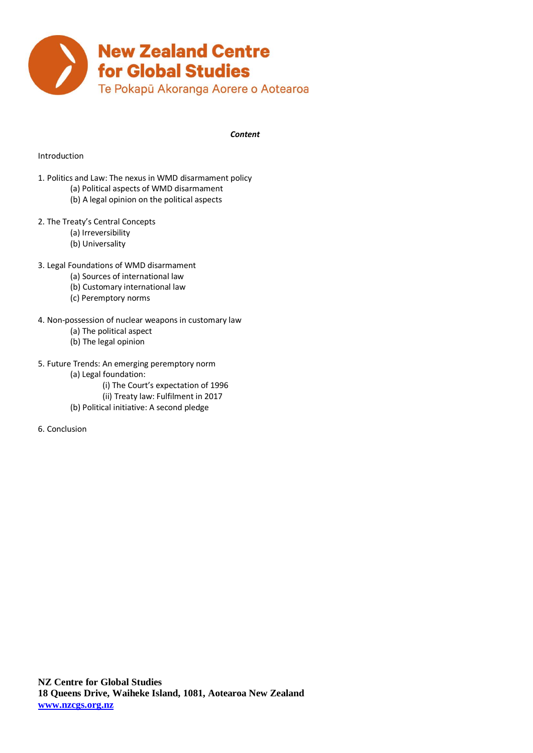***Content***

Introduction

1. Politics and Law: The nexus in WMD disarmament policy
    - (a) Political aspects of WMD disarmament
    - (b) A legal opinion on the political aspects

2. The Treaty's Central Concepts
    - (a) Irreversibility
    - (b) Universality

3. Legal Foundations of WMD disarmament
    - (a) Sources of international law
    - (b) Customary international law
    - (c) Peremptory norms

4. Non-possession of nuclear weapons in customary law
    - (a) The political aspect
    - (b) The legal opinion

5. Future Trends: An emerging peremptory norm
    - (a) Legal foundation:
        - (i) The Court's expectation of 1996
        - (ii) Treaty law: Fulfilment in 2017
    - (b) Political initiative: A second pledge

6. Conclusion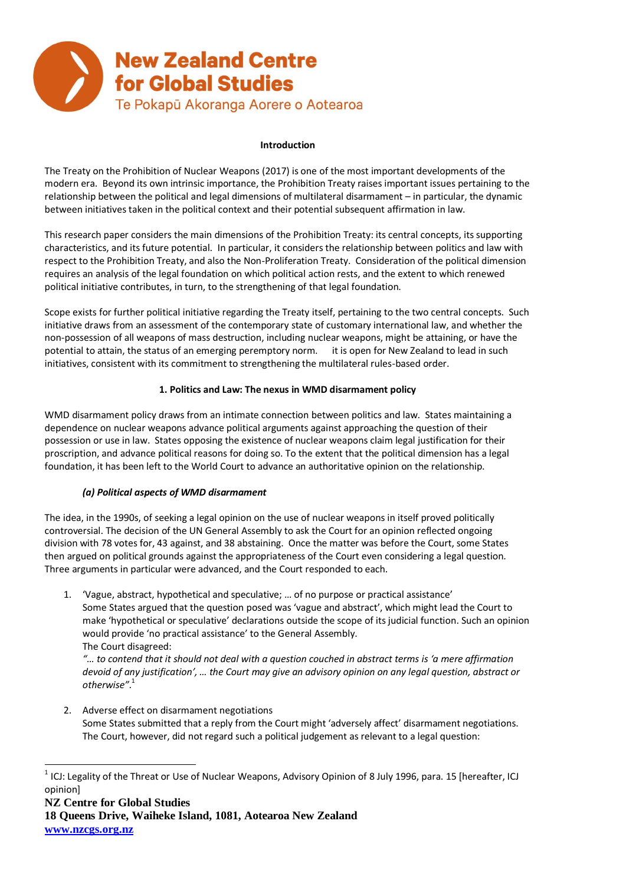# New Zealand Centre for Global Studies

Te Pokapū Akoranga Aorere o Aotearoa

**Introduction**

The Treaty on the Prohibition of Nuclear Weapons (2017) is one of the most important developments of the modern era. Beyond its own intrinsic importance, the Prohibition Treaty raises important issues pertaining to the relationship between the political and legal dimensions of multilateral disarmament – in particular, the dynamic between initiatives taken in the political context and their potential subsequent affirmation in law.

This research paper considers the main dimensions of the Prohibition Treaty: its central concepts, its supporting characteristics, and its future potential. In particular, it considers the relationship between politics and law with respect to the Prohibition Treaty, and also the Non-Proliferation Treaty. Consideration of the political dimension requires an analysis of the legal foundation on which political action rests, and the extent to which renewed political initiative contributes, in turn, to the strengthening of that legal foundation.

Scope exists for further political initiative regarding the Treaty itself, pertaining to the two central concepts. Such initiative draws from an assessment of the contemporary state of customary international law, and whether the non-possession of all weapons of mass destruction, including nuclear weapons, might be attaining, or have the potential to attain, the status of an emerging peremptory norm. it is open for New Zealand to lead in such initiatives, consistent with its commitment to strengthening the multilateral rules-based order.

## 1. Politics and Law: The nexus in WMD disarmament policy

WMD disarmament policy draws from an intimate connection between politics and law. States maintaining a dependence on nuclear weapons advance political arguments against approaching the question of their possession or use in law. States opposing the existence of nuclear weapons claim legal justification for their proscription, and advance political reasons for doing so. To the extent that the political dimension has a legal foundation, it has been left to the World Court to advance an authoritative opinion on the relationship.

### *(a) Political aspects of WMD disarmament*

The idea, in the 1990s, of seeking a legal opinion on the use of nuclear weapons in itself proved politically controversial. The decision of the UN General Assembly to ask the Court for an opinion reflected ongoing division with 78 votes for, 43 against, and 38 abstaining. Once the matter was before the Court, some States then argued on political grounds against the appropriateness of the Court even considering a legal question. Three arguments in particular were advanced, and the Court responded to each.

1. 'Vague, abstract, hypothetical and speculative; … of no purpose or practical assistance'
   Some States argued that the question posed was 'vague and abstract', which might lead the Court to make 'hypothetical or speculative' declarations outside the scope of its judicial function. Such an opinion would provide 'no practical assistance' to the General Assembly.
   The Court disagreed:
   *"… to contend that it should not deal with a question couched in abstract terms is 'a mere affirmation devoid of any justification', … the Court may give an advisory opinion on any legal question, abstract or otherwise".*[1]

2. Adverse effect on disarmament negotiations
   Some States submitted that a reply from the Court might 'adversely affect' disarmament negotiations. The Court, however, did not regard such a political judgement as relevant to a legal question:

[1] ICJ: Legality of the Threat or Use of Nuclear Weapons, Advisory Opinion of 8 July 1996, para. 15 [hereafter, ICJ opinion]

**NZ Centre for Global Studies**
**18 Queens Drive, Waiheke Island, 1081, Aotearoa New Zealand**
www.nzcgs.org.nz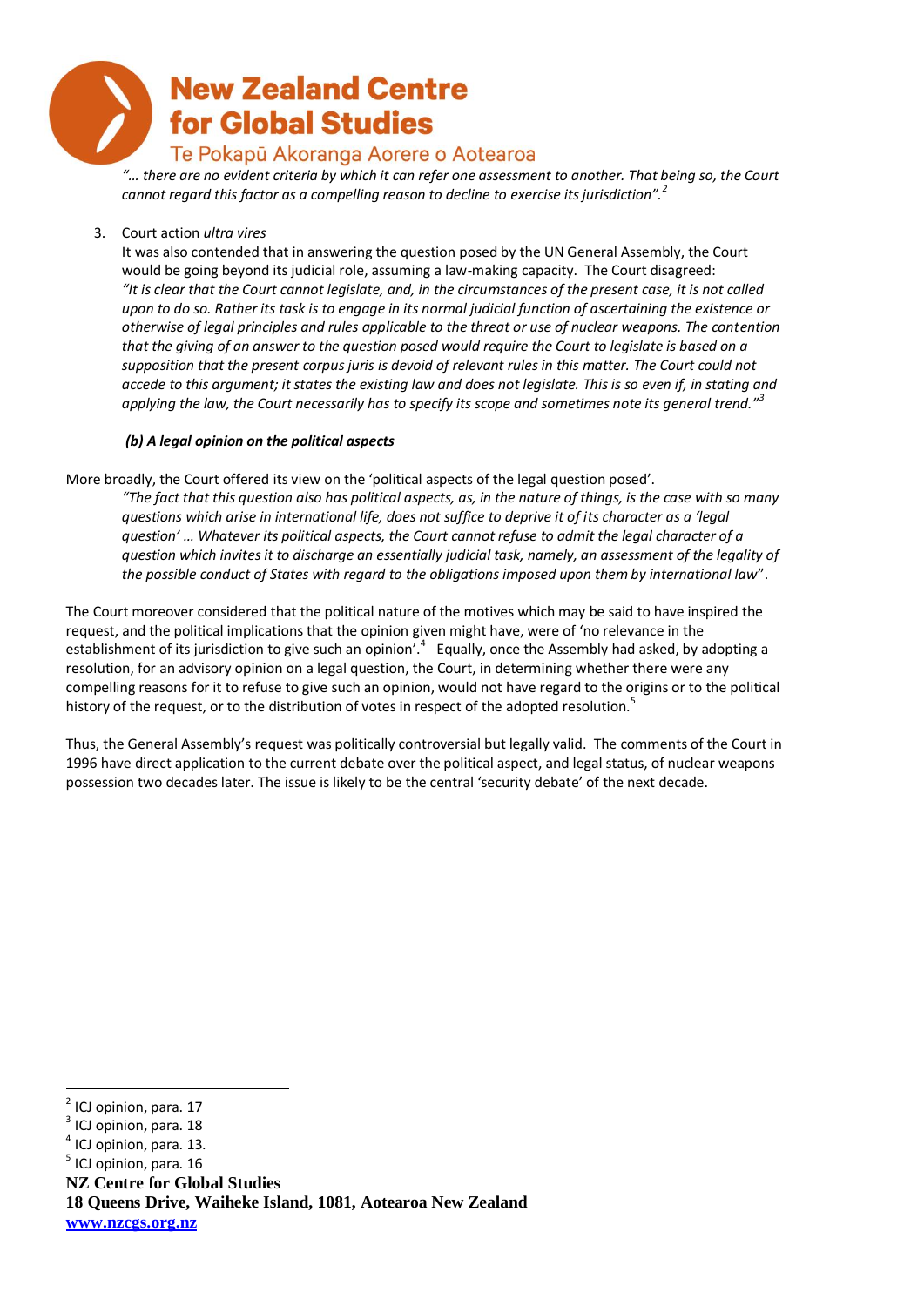*"… there are no evident criteria by which it can refer one assessment to another. That being so, the Court cannot regard this factor as a compelling reason to decline to exercise its jurisdiction".*[2]

3. Court action *ultra vires*

   It was also contended that in answering the question posed by the UN General Assembly, the Court would be going beyond its judicial role, assuming a law-making capacity. The Court disagreed: *"It is clear that the Court cannot legislate, and, in the circumstances of the present case, it is not called upon to do so. Rather its task is to engage in its normal judicial function of ascertaining the existence or otherwise of legal principles and rules applicable to the threat or use of nuclear weapons. The contention that the giving of an answer to the question posed would require the Court to legislate is based on a supposition that the present corpus juris is devoid of relevant rules in this matter. The Court could not accede to this argument; it states the existing law and does not legislate. This is so even if, in stating and applying the law, the Court necessarily has to specify its scope and sometimes note its general trend."*[3]

***(b) A legal opinion on the political aspects***

More broadly, the Court offered its view on the 'political aspects of the legal question posed'.

> *"The fact that this question also has political aspects, as, in the nature of things, is the case with so many questions which arise in international life, does not suffice to deprive it of its character as a 'legal question' … Whatever its political aspects, the Court cannot refuse to admit the legal character of a question which invites it to discharge an essentially judicial task, namely, an assessment of the legality of the possible conduct of States with regard to the obligations imposed upon them by international law*".

The Court moreover considered that the political nature of the motives which may be said to have inspired the request, and the political implications that the opinion given might have, were of 'no relevance in the establishment of its jurisdiction to give such an opinion'.[4] Equally, once the Assembly had asked, by adopting a resolution, for an advisory opinion on a legal question, the Court, in determining whether there were any compelling reasons for it to refuse to give such an opinion, would not have regard to the origins or to the political history of the request, or to the distribution of votes in respect of the adopted resolution.[5]

Thus, the General Assembly's request was politically controversial but legally valid. The comments of the Court in 1996 have direct application to the current debate over the political aspect, and legal status, of nuclear weapons possession two decades later. The issue is likely to be the central 'security debate' of the next decade.

---

[2] ICJ opinion, para. 17

[3] ICJ opinion, para. 18

[4] ICJ opinion, para. 13.

[5] ICJ opinion, para. 16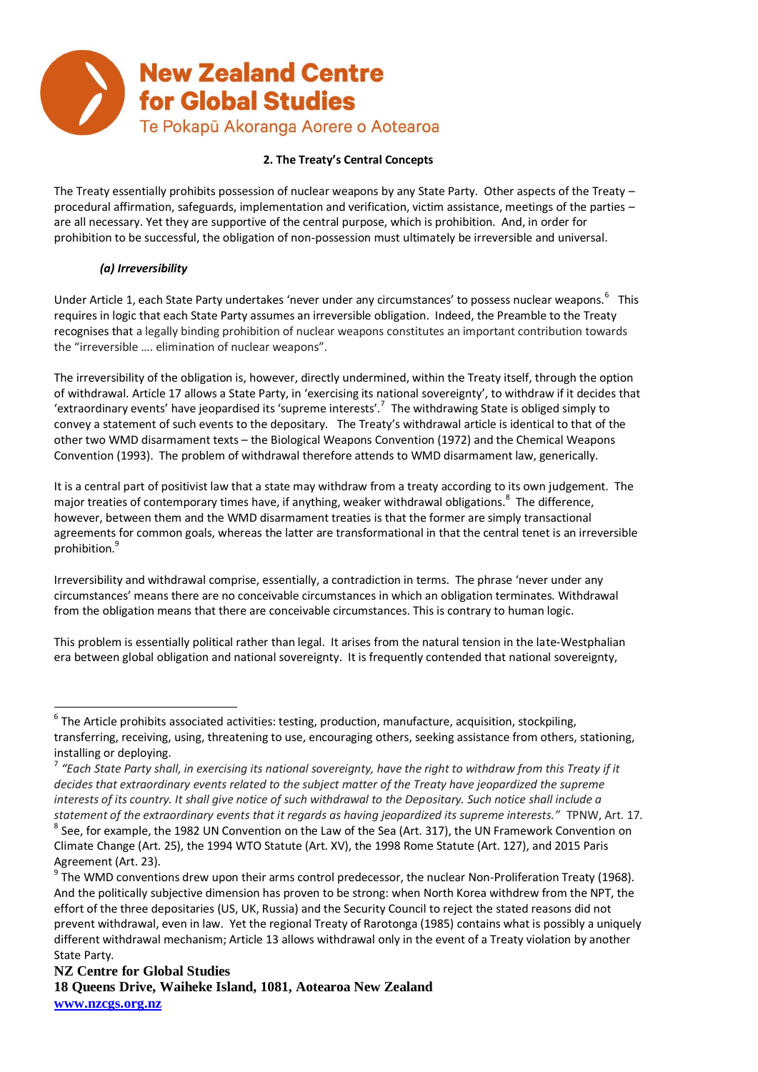## 2. The Treaty's Central Concepts

The Treaty essentially prohibits possession of nuclear weapons by any State Party. Other aspects of the Treaty – procedural affirmation, safeguards, implementation and verification, victim assistance, meetings of the parties – are all necessary. Yet they are supportive of the central purpose, which is prohibition. And, in order for prohibition to be successful, the obligation of non-possession must ultimately be irreversible and universal.

### *(a) Irreversibility*

Under Article 1, each State Party undertakes 'never under any circumstances' to possess nuclear weapons.[6] This requires in logic that each State Party assumes an irreversible obligation. Indeed, the Preamble to the Treaty recognises that a legally binding prohibition of nuclear weapons constitutes an important contribution towards the "irreversible …. elimination of nuclear weapons".

The irreversibility of the obligation is, however, directly undermined, within the Treaty itself, through the option of withdrawal. Article 17 allows a State Party, in 'exercising its national sovereignty', to withdraw if it decides that 'extraordinary events' have jeopardised its 'supreme interests'.[7] The withdrawing State is obliged simply to convey a statement of such events to the depositary. The Treaty's withdrawal article is identical to that of the other two WMD disarmament texts – the Biological Weapons Convention (1972) and the Chemical Weapons Convention (1993). The problem of withdrawal therefore attends to WMD disarmament law, generically.

It is a central part of positivist law that a state may withdraw from a treaty according to its own judgement. The major treaties of contemporary times have, if anything, weaker withdrawal obligations.[8] The difference, however, between them and the WMD disarmament treaties is that the former are simply transactional agreements for common goals, whereas the latter are transformational in that the central tenet is an irreversible prohibition.[9]

Irreversibility and withdrawal comprise, essentially, a contradiction in terms. The phrase 'never under any circumstances' means there are no conceivable circumstances in which an obligation terminates. Withdrawal from the obligation means that there are conceivable circumstances. This is contrary to human logic.

This problem is essentially political rather than legal. It arises from the natural tension in the late-Westphalian era between global obligation and national sovereignty. It is frequently contended that national sovereignty,

---

[6] The Article prohibits associated activities: testing, production, manufacture, acquisition, stockpiling, transferring, receiving, using, threatening to use, encouraging others, seeking assistance from others, stationing, installing or deploying.

[7] *"Each State Party shall, in exercising its national sovereignty, have the right to withdraw from this Treaty if it decides that extraordinary events related to the subject matter of the Treaty have jeopardized the supreme interests of its country. It shall give notice of such withdrawal to the Depositary. Such notice shall include a statement of the extraordinary events that it regards as having jeopardized its supreme interests."* TPNW, Art. 17.

[8] See, for example, the 1982 UN Convention on the Law of the Sea (Art. 317), the UN Framework Convention on Climate Change (Art. 25), the 1994 WTO Statute (Art. XV), the 1998 Rome Statute (Art. 127), and 2015 Paris Agreement (Art. 23).

[9] The WMD conventions drew upon their arms control predecessor, the nuclear Non-Proliferation Treaty (1968). And the politically subjective dimension has proven to be strong: when North Korea withdrew from the NPT, the effort of the three depositaries (US, UK, Russia) and the Security Council to reject the stated reasons did not prevent withdrawal, even in law. Yet the regional Treaty of Rarotonga (1985) contains what is possibly a uniquely different withdrawal mechanism; Article 13 allows withdrawal only in the event of a Treaty violation by another State Party.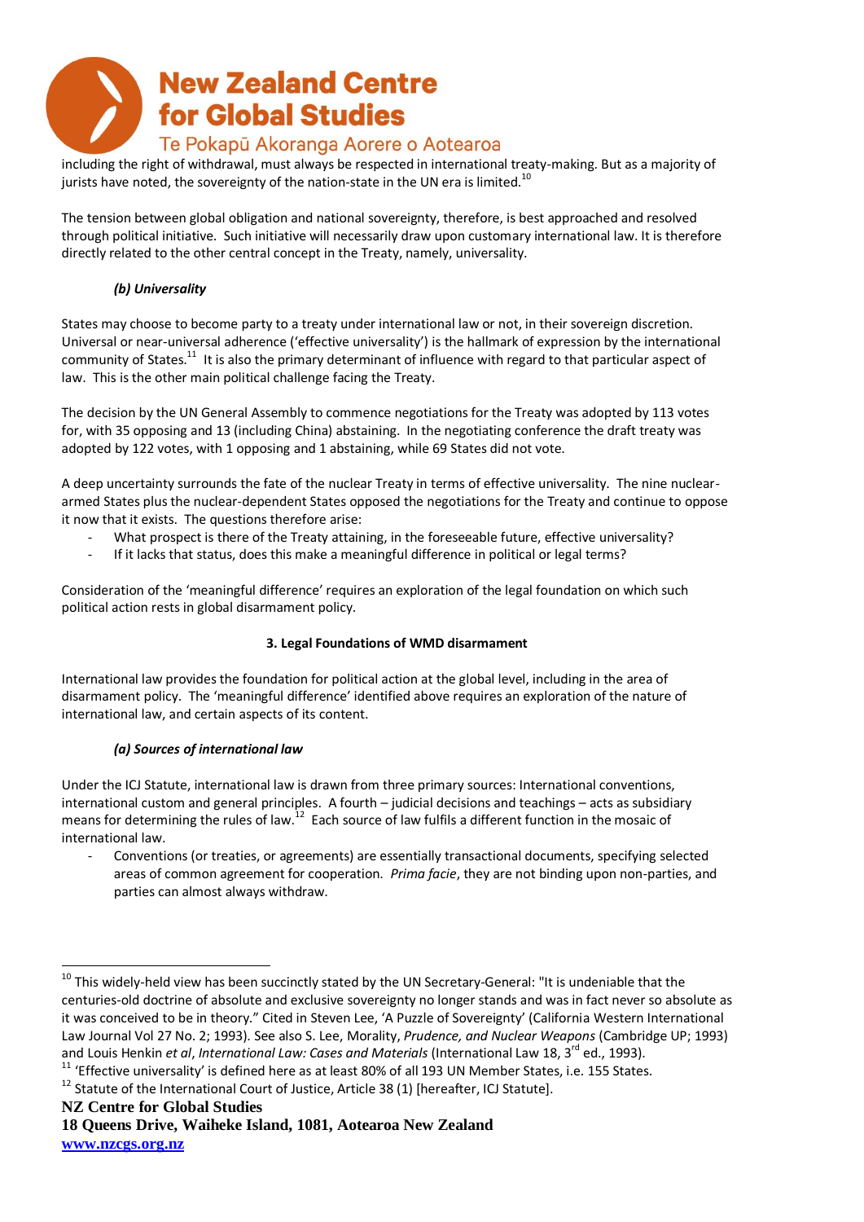including the right of withdrawal, must always be respected in international treaty-making. But as a majority of jurists have noted, the sovereignty of the nation-state in the UN era is limited.[10]

The tension between global obligation and national sovereignty, therefore, is best approached and resolved through political initiative. Such initiative will necessarily draw upon customary international law. It is therefore directly related to the other central concept in the Treaty, namely, universality.

#### *(b) Universality*

States may choose to become party to a treaty under international law or not, in their sovereign discretion. Universal or near-universal adherence ('effective universality') is the hallmark of expression by the international community of States.[11] It is also the primary determinant of influence with regard to that particular aspect of law. This is the other main political challenge facing the Treaty.

The decision by the UN General Assembly to commence negotiations for the Treaty was adopted by 113 votes for, with 35 opposing and 13 (including China) abstaining. In the negotiating conference the draft treaty was adopted by 122 votes, with 1 opposing and 1 abstaining, while 69 States did not vote.

A deep uncertainty surrounds the fate of the nuclear Treaty in terms of effective universality. The nine nuclear-armed States plus the nuclear-dependent States opposed the negotiations for the Treaty and continue to oppose it now that it exists. The questions therefore arise:

- What prospect is there of the Treaty attaining, in the foreseeable future, effective universality?
- If it lacks that status, does this make a meaningful difference in political or legal terms?

Consideration of the 'meaningful difference' requires an exploration of the legal foundation on which such political action rests in global disarmament policy.

### 3. Legal Foundations of WMD disarmament

International law provides the foundation for political action at the global level, including in the area of disarmament policy. The 'meaningful difference' identified above requires an exploration of the nature of international law, and certain aspects of its content.

#### *(a) Sources of international law*

Under the ICJ Statute, international law is drawn from three primary sources: International conventions, international custom and general principles. A fourth – judicial decisions and teachings – acts as subsidiary means for determining the rules of law.[12] Each source of law fulfils a different function in the mosaic of international law.

- Conventions (or treaties, or agreements) are essentially transactional documents, specifying selected areas of common agreement for cooperation. *Prima facie*, they are not binding upon non-parties, and parties can almost always withdraw.

---

[10] This widely-held view has been succinctly stated by the UN Secretary-General: "It is undeniable that the centuries-old doctrine of absolute and exclusive sovereignty no longer stands and was in fact never so absolute as it was conceived to be in theory." Cited in Steven Lee, 'A Puzzle of Sovereignty' (California Western International Law Journal Vol 27 No. 2; 1993). See also S. Lee, Morality, *Prudence, and Nuclear Weapons* (Cambridge UP; 1993) and Louis Henkin *et al*, *International Law: Cases and Materials* (International Law 18, 3rd ed., 1993).

[11] 'Effective universality' is defined here as at least 80% of all 193 UN Member States, i.e. 155 States.

[12] Statute of the International Court of Justice, Article 38 (1) [hereafter, ICJ Statute].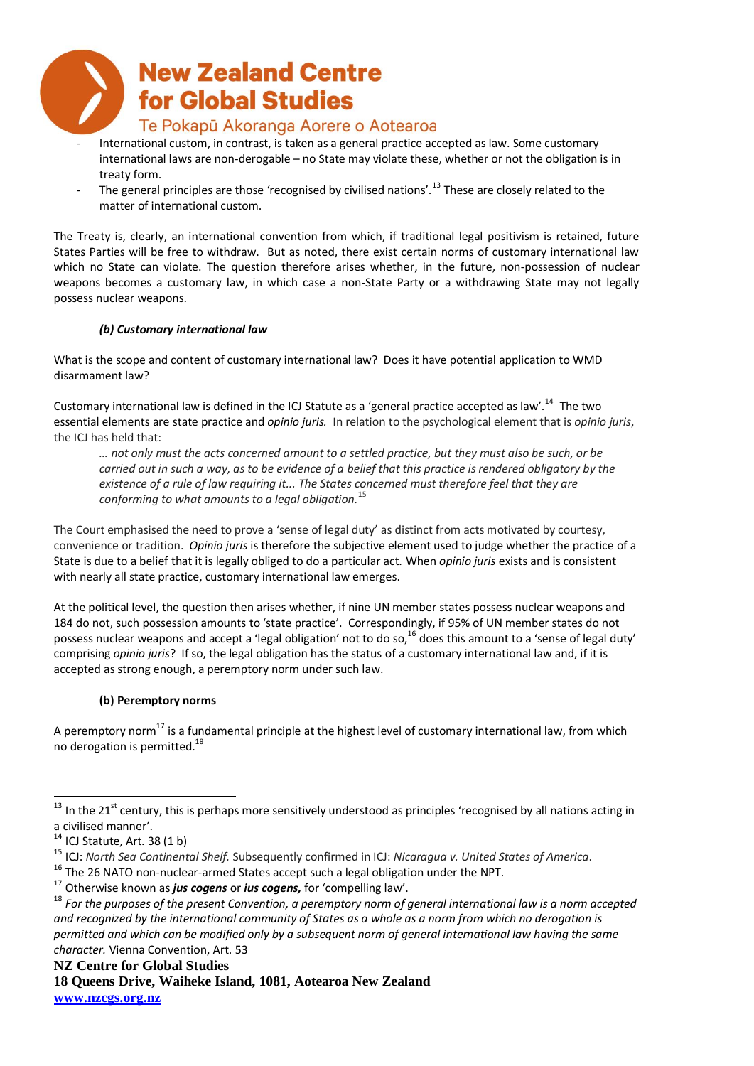- International custom, in contrast, is taken as a general practice accepted as law. Some customary international laws are non-derogable – no State may violate these, whether or not the obligation is in treaty form.
- The general principles are those 'recognised by civilised nations'.[13] These are closely related to the matter of international custom.

The Treaty is, clearly, an international convention from which, if traditional legal positivism is retained, future States Parties will be free to withdraw. But as noted, there exist certain norms of customary international law which no State can violate. The question therefore arises whether, in the future, non-possession of nuclear weapons becomes a customary law, in which case a non-State Party or a withdrawing State may not legally possess nuclear weapons.

***(b) Customary international law***

What is the scope and content of customary international law? Does it have potential application to WMD disarmament law?

Customary international law is defined in the ICJ Statute as a 'general practice accepted as law'.[14] The two essential elements are state practice and *opinio juris.* In relation to the psychological element that is *opinio juris*, the ICJ has held that:

> *… not only must the acts concerned amount to a settled practice, but they must also be such, or be carried out in such a way, as to be evidence of a belief that this practice is rendered obligatory by the existence of a rule of law requiring it... The States concerned must therefore feel that they are conforming to what amounts to a legal obligation.*[15]

The Court emphasised the need to prove a 'sense of legal duty' as distinct from acts motivated by courtesy, convenience or tradition. *Opinio juris* is therefore the subjective element used to judge whether the practice of a State is due to a belief that it is legally obliged to do a particular act. When *opinio juris* exists and is consistent with nearly all state practice, customary international law emerges.

At the political level, the question then arises whether, if nine UN member states possess nuclear weapons and 184 do not, such possession amounts to 'state practice'. Correspondingly, if 95% of UN member states do not possess nuclear weapons and accept a 'legal obligation' not to do so,[16] does this amount to a 'sense of legal duty' comprising *opinio juris*? If so, the legal obligation has the status of a customary international law and, if it is accepted as strong enough, a peremptory norm under such law.

**(b) Peremptory norms**

A peremptory norm[17] is a fundamental principle at the highest level of customary international law, from which no derogation is permitted.[18]

---

[13] In the 21st century, this is perhaps more sensitively understood as principles 'recognised by all nations acting in a civilised manner'.

[14] ICJ Statute, Art. 38 (1 b)

[15] ICJ: *North Sea Continental Shelf.* Subsequently confirmed in ICJ: *Nicaragua v. United States of America*.

[16] The 26 NATO non-nuclear-armed States accept such a legal obligation under the NPT.

[17] Otherwise known as ***jus cogens*** or ***ius cogens,*** for 'compelling law'.

[18] *For the purposes of the present Convention, a peremptory norm of general international law is a norm accepted and recognized by the international community of States as a whole as a norm from which no derogation is permitted and which can be modified only by a subsequent norm of general international law having the same character.* Vienna Convention, Art. 53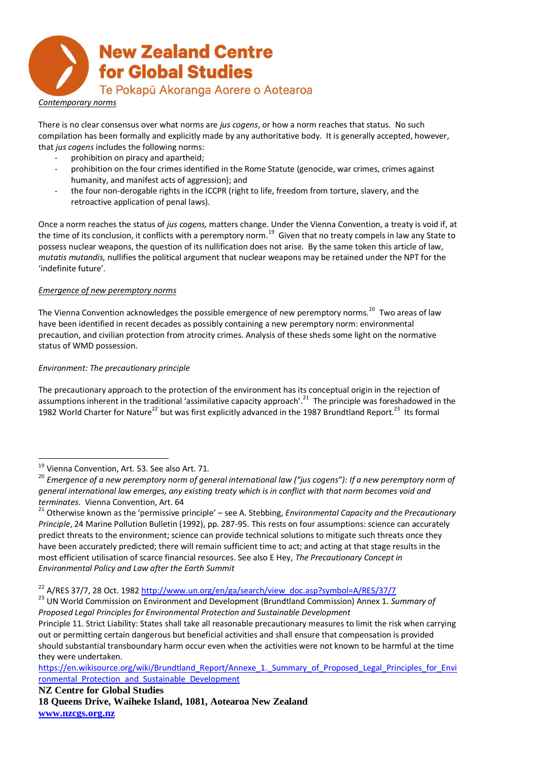*Contemporary norms*

There is no clear consensus over what norms are *jus cogens*, or how a norm reaches that status. No such compilation has been formally and explicitly made by any authoritative body. It is generally accepted, however, that *jus cogens* includes the following norms:

- prohibition on piracy and apartheid;
- prohibition on the four crimes identified in the Rome Statute (genocide, war crimes, crimes against humanity, and manifest acts of aggression); and
- the four non-derogable rights in the ICCPR (right to life, freedom from torture, slavery, and the retroactive application of penal laws).

Once a norm reaches the status of *jus cogens,* matters change. Under the Vienna Convention, a treaty is void if, at the time of its conclusion, it conflicts with a peremptory norm.[19] Given that no treaty compels in law any State to possess nuclear weapons, the question of its nullification does not arise. By the same token this article of law, *mutatis mutandis,* nullifies the political argument that nuclear weapons may be retained under the NPT for the 'indefinite future'.

*Emergence of new peremptory norms*

The Vienna Convention acknowledges the possible emergence of new peremptory norms.[20] Two areas of law have been identified in recent decades as possibly containing a new peremptory norm: environmental precaution, and civilian protection from atrocity crimes. Analysis of these sheds some light on the normative status of WMD possession.

*Environment: The precautionary principle*

The precautionary approach to the protection of the environment has its conceptual origin in the rejection of assumptions inherent in the traditional 'assimilative capacity approach'.[21] The principle was foreshadowed in the 1982 World Charter for Nature[22] but was first explicitly advanced in the 1987 Brundtland Report.[23] Its formal

---

[19] Vienna Convention, Art. 53. See also Art. 71.

[20] *Emergence of a new peremptory norm of general international law ("jus cogens"): If a new peremptory norm of general international law emerges, any existing treaty which is in conflict with that norm becomes void and terminates*. Vienna Convention, Art. 64

[21] Otherwise known as the 'permissive principle' – see A. Stebbing, *Environmental Capacity and the Precautionary Principle*, 24 Marine Pollution Bulletin (1992), pp. 287-95. This rests on four assumptions: science can accurately predict threats to the environment; science can provide technical solutions to mitigate such threats once they have been accurately predicted; there will remain sufficient time to act; and acting at that stage results in the most efficient utilisation of scarce financial resources. See also E Hey, *The Precautionary Concept in Environmental Policy and Law after the Earth Summit*

[22] A/RES 37/7, 28 Oct. 1982 http://www.un.org/en/ga/search/view_doc.asp?symbol=A/RES/37/7

[23] UN World Commission on Environment and Development (Brundtland Commission) Annex 1. *Summary of Proposed Legal Principles for Environmental Protection and Sustainable Development*

Principle 11. Strict Liability: States shall take all reasonable precautionary measures to limit the risk when carrying out or permitting certain dangerous but beneficial activities and shall ensure that compensation is provided should substantial transboundary harm occur even when the activities were not known to be harmful at the time they were undertaken.

https://en.wikisource.org/wiki/Brundtland_Report/Annexe_1._Summary_of_Proposed_Legal_Principles_for_Environmental_Protection_and_Sustainable_Development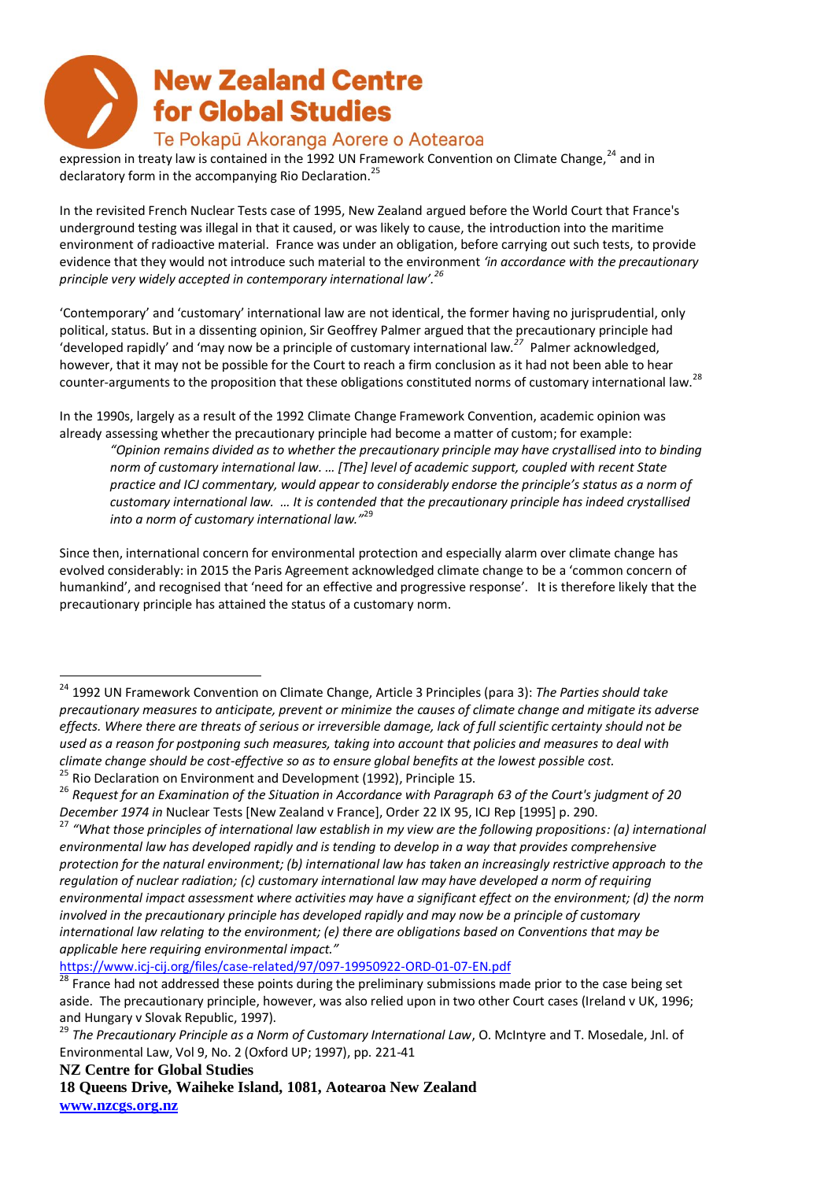expression in treaty law is contained in the 1992 UN Framework Convention on Climate Change,[24] and in declaratory form in the accompanying Rio Declaration.[25]

In the revisited French Nuclear Tests case of 1995, New Zealand argued before the World Court that France's underground testing was illegal in that it caused, or was likely to cause, the introduction into the maritime environment of radioactive material. France was under an obligation, before carrying out such tests, to provide evidence that they would not introduce such material to the environment *'in accordance with the precautionary principle very widely accepted in contemporary international law'.*[26]

'Contemporary' and 'customary' international law are not identical, the former having no jurisprudential, only political, status. But in a dissenting opinion, Sir Geoffrey Palmer argued that the precautionary principle had 'developed rapidly' and 'may now be a principle of customary international law.[27] Palmer acknowledged, however, that it may not be possible for the Court to reach a firm conclusion as it had not been able to hear counter-arguments to the proposition that these obligations constituted norms of customary international law.[28]

In the 1990s, largely as a result of the 1992 Climate Change Framework Convention, academic opinion was already assessing whether the precautionary principle had become a matter of custom; for example:

> *"Opinion remains divided as to whether the precautionary principle may have crystallised into to binding norm of customary international law. … [The] level of academic support, coupled with recent State practice and ICJ commentary, would appear to considerably endorse the principle's status as a norm of customary international law. … It is contended that the precautionary principle has indeed crystallised into a norm of customary international law."*[29]

Since then, international concern for environmental protection and especially alarm over climate change has evolved considerably: in 2015 the Paris Agreement acknowledged climate change to be a 'common concern of humankind', and recognised that 'need for an effective and progressive response'. It is therefore likely that the precautionary principle has attained the status of a customary norm.

---

[24] 1992 UN Framework Convention on Climate Change, Article 3 Principles (para 3): *The Parties should take precautionary measures to anticipate, prevent or minimize the causes of climate change and mitigate its adverse effects. Where there are threats of serious or irreversible damage, lack of full scientific certainty should not be used as a reason for postponing such measures, taking into account that policies and measures to deal with climate change should be cost-effective so as to ensure global benefits at the lowest possible cost.*

[25] Rio Declaration on Environment and Development (1992), Principle 15.

[26] *Request for an Examination of the Situation in Accordance with Paragraph 63 of the Court's judgment of 20 December 1974 in* Nuclear Tests [New Zealand v France], Order 22 IX 95, ICJ Rep [1995] p. 290.

[27] *"What those principles of international law establish in my view are the following propositions: (a) international environmental law has developed rapidly and is tending to develop in a way that provides comprehensive protection for the natural environment; (b) international law has taken an increasingly restrictive approach to the regulation of nuclear radiation; (c) customary international law may have developed a norm of requiring environmental impact assessment where activities may have a significant effect on the environment; (d) the norm involved in the precautionary principle has developed rapidly and may now be a principle of customary international law relating to the environment; (e) there are obligations based on Conventions that may be applicable here requiring environmental impact."*

https://www.icj-cij.org/files/case-related/97/097-19950922-ORD-01-07-EN.pdf

[28] France had not addressed these points during the preliminary submissions made prior to the case being set aside. The precautionary principle, however, was also relied upon in two other Court cases (Ireland v UK, 1996; and Hungary v Slovak Republic, 1997).

[29] *The Precautionary Principle as a Norm of Customary International Law*, O. McIntyre and T. Mosedale, Jnl. of Environmental Law, Vol 9, No. 2 (Oxford UP; 1997), pp. 221-41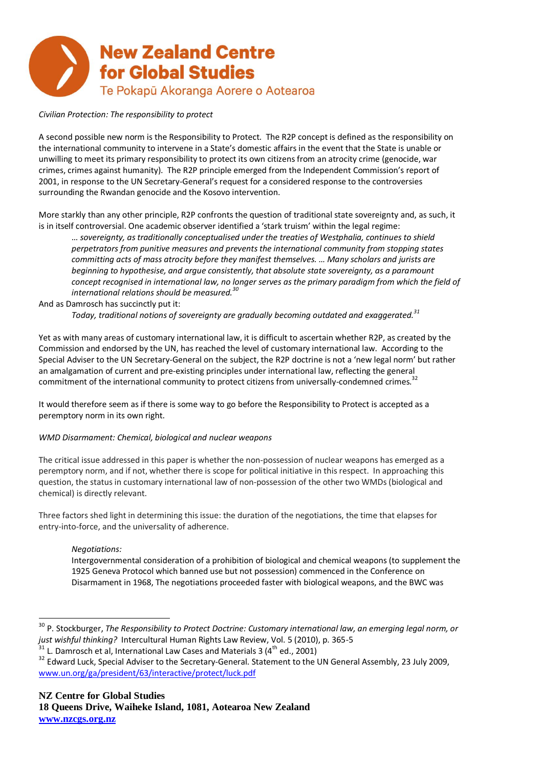*Civilian Protection: The responsibility to protect*

A second possible new norm is the Responsibility to Protect. The R2P concept is defined as the responsibility on the international community to intervene in a State's domestic affairs in the event that the State is unable or unwilling to meet its primary responsibility to protect its own citizens from an atrocity crime (genocide, war crimes, crimes against humanity). The R2P principle emerged from the Independent Commission's report of 2001, in response to the UN Secretary-General's request for a considered response to the controversies surrounding the Rwandan genocide and the Kosovo intervention.

More starkly than any other principle, R2P confronts the question of traditional state sovereignty and, as such, it is in itself controversial. One academic observer identified a 'stark truism' within the legal regime:

> *… sovereignty, as traditionally conceptualised under the treaties of Westphalia, continues to shield perpetrators from punitive measures and prevents the international community from stopping states committing acts of mass atrocity before they manifest themselves. … Many scholars and jurists are beginning to hypothesise, and argue consistently, that absolute state sovereignty, as a paramount concept recognised in international law, no longer serves as the primary paradigm from which the field of international relations should be measured.*[30]

And as Damrosch has succinctly put it:

> *Today, traditional notions of sovereignty are gradually becoming outdated and exaggerated.*[31]

Yet as with many areas of customary international law, it is difficult to ascertain whether R2P, as created by the Commission and endorsed by the UN, has reached the level of customary international law. According to the Special Adviser to the UN Secretary-General on the subject, the R2P doctrine is not a 'new legal norm' but rather an amalgamation of current and pre-existing principles under international law, reflecting the general commitment of the international community to protect citizens from universally-condemned crimes.[32]

It would therefore seem as if there is some way to go before the Responsibility to Protect is accepted as a peremptory norm in its own right.

*WMD Disarmament: Chemical, biological and nuclear weapons*

The critical issue addressed in this paper is whether the non-possession of nuclear weapons has emerged as a peremptory norm, and if not, whether there is scope for political initiative in this respect. In approaching this question, the status in customary international law of non-possession of the other two WMDs (biological and chemical) is directly relevant.

Three factors shed light in determining this issue: the duration of the negotiations, the time that elapses for entry-into-force, and the universality of adherence.

*Negotiations:*

Intergovernmental consideration of a prohibition of biological and chemical weapons (to supplement the 1925 Geneva Protocol which banned use but not possession) commenced in the Conference on Disarmament in 1968, The negotiations proceeded faster with biological weapons, and the BWC was

---

[30] P. Stockburger, *The Responsibility to Protect Doctrine: Customary international law, an emerging legal norm, or just wishful thinking?* Intercultural Human Rights Law Review, Vol. 5 (2010), p. 365-5

[31] L. Damrosch et al, International Law Cases and Materials 3 (4th ed., 2001)

[32] Edward Luck, Special Adviser to the Secretary-General. Statement to the UN General Assembly, 23 July 2009, www.un.org/ga/president/63/interactive/protect/luck.pdf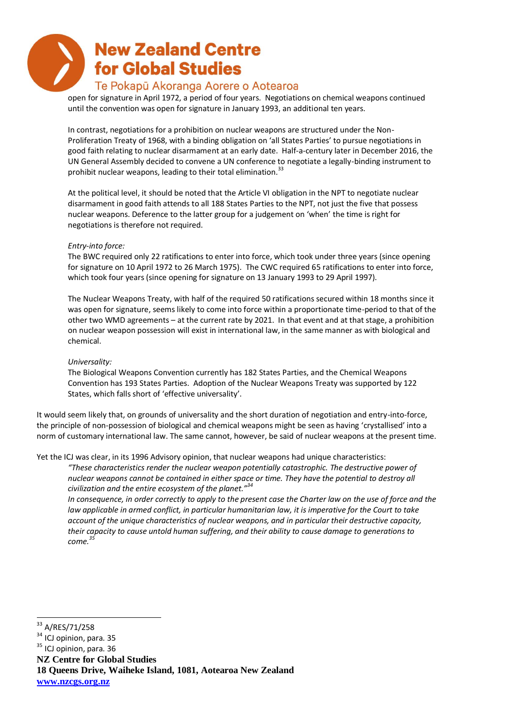open for signature in April 1972, a period of four years. Negotiations on chemical weapons continued until the convention was open for signature in January 1993, an additional ten years.

In contrast, negotiations for a prohibition on nuclear weapons are structured under the Non-Proliferation Treaty of 1968, with a binding obligation on 'all States Parties' to pursue negotiations in good faith relating to nuclear disarmament at an early date. Half-a-century later in December 2016, the UN General Assembly decided to convene a UN conference to negotiate a legally-binding instrument to prohibit nuclear weapons, leading to their total elimination.[33]

At the political level, it should be noted that the Article VI obligation in the NPT to negotiate nuclear disarmament in good faith attends to all 188 States Parties to the NPT, not just the five that possess nuclear weapons. Deference to the latter group for a judgement on 'when' the time is right for negotiations is therefore not required.

*Entry-into force:*

The BWC required only 22 ratifications to enter into force, which took under three years (since opening for signature on 10 April 1972 to 26 March 1975). The CWC required 65 ratifications to enter into force, which took four years (since opening for signature on 13 January 1993 to 29 April 1997).

The Nuclear Weapons Treaty, with half of the required 50 ratifications secured within 18 months since it was open for signature, seems likely to come into force within a proportionate time-period to that of the other two WMD agreements – at the current rate by 2021. In that event and at that stage, a prohibition on nuclear weapon possession will exist in international law, in the same manner as with biological and chemical.

*Universality:*

The Biological Weapons Convention currently has 182 States Parties, and the Chemical Weapons Convention has 193 States Parties. Adoption of the Nuclear Weapons Treaty was supported by 122 States, which falls short of 'effective universality'.

It would seem likely that, on grounds of universality and the short duration of negotiation and entry-into-force, the principle of non-possession of biological and chemical weapons might be seen as having 'crystallised' into a norm of customary international law. The same cannot, however, be said of nuclear weapons at the present time.

Yet the ICJ was clear, in its 1996 Advisory opinion, that nuclear weapons had unique characteristics:

> *"These characteristics render the nuclear weapon potentially catastrophic. The destructive power of nuclear weapons cannot be contained in either space or time. They have the potential to destroy all civilization and the entire ecosystem of the planet."*[34]
>
> *In consequence, in order correctly to apply to the present case the Charter law on the use of force and the law applicable in armed conflict, in particular humanitarian law, it is imperative for the Court to take account of the unique characteristics of nuclear weapons, and in particular their destructive capacity, their capacity to cause untold human suffering, and their ability to cause damage to generations to come.*[35]

---

[33] A/RES/71/258

[34] ICJ opinion, para. 35

[35] ICJ opinion, para. 36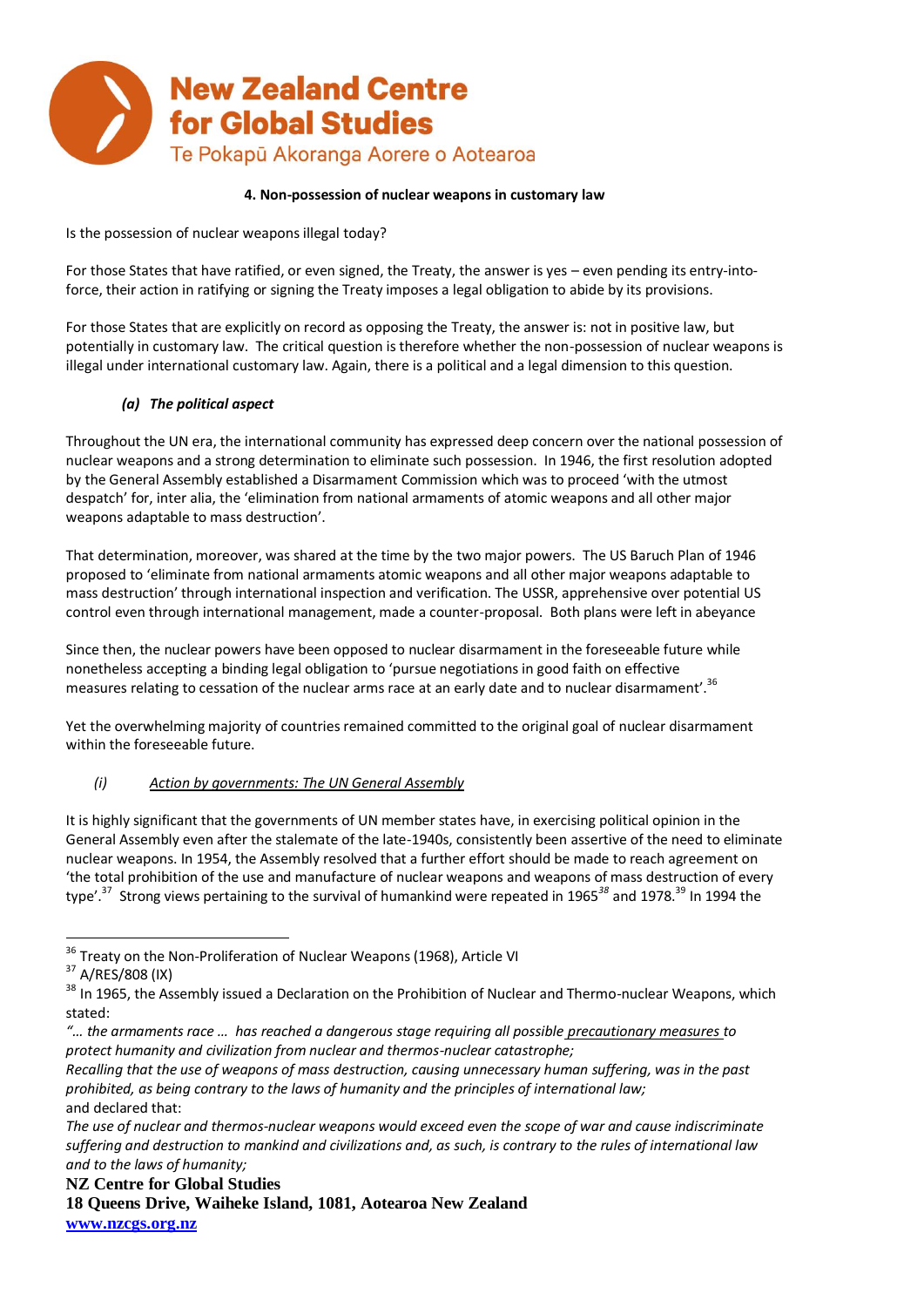#### 4. Non-possession of nuclear weapons in customary law

Is the possession of nuclear weapons illegal today?

For those States that have ratified, or even signed, the Treaty, the answer is yes – even pending its entry-into-force, their action in ratifying or signing the Treaty imposes a legal obligation to abide by its provisions.

For those States that are explicitly on record as opposing the Treaty, the answer is: not in positive law, but potentially in customary law. The critical question is therefore whether the non-possession of nuclear weapons is illegal under international customary law. Again, there is a political and a legal dimension to this question.

##### *(a) The political aspect*

Throughout the UN era, the international community has expressed deep concern over the national possession of nuclear weapons and a strong determination to eliminate such possession. In 1946, the first resolution adopted by the General Assembly established a Disarmament Commission which was to proceed 'with the utmost despatch' for, inter alia, the 'elimination from national armaments of atomic weapons and all other major weapons adaptable to mass destruction'.

That determination, moreover, was shared at the time by the two major powers. The US Baruch Plan of 1946 proposed to 'eliminate from national armaments atomic weapons and all other major weapons adaptable to mass destruction' through international inspection and verification. The USSR, apprehensive over potential US control even through international management, made a counter-proposal. Both plans were left in abeyance

Since then, the nuclear powers have been opposed to nuclear disarmament in the foreseeable future while nonetheless accepting a binding legal obligation to 'pursue negotiations in good faith on effective measures relating to cessation of the nuclear arms race at an early date and to nuclear disarmament'.[36]

Yet the overwhelming majority of countries remained committed to the original goal of nuclear disarmament within the foreseeable future.

*(i)* <u>*Action by governments: The UN General Assembly*</u>

It is highly significant that the governments of UN member states have, in exercising political opinion in the General Assembly even after the stalemate of the late-1940s, consistently been assertive of the need to eliminate nuclear weapons. In 1954, the Assembly resolved that a further effort should be made to reach agreement on 'the total prohibition of the use and manufacture of nuclear weapons and weapons of mass destruction of every type'.[37] Strong views pertaining to the survival of humankind were repeated in 1965[38] and 1978.[39] In 1994 the

---

[36] Treaty on the Non-Proliferation of Nuclear Weapons (1968), Article VI

[37] A/RES/808 (IX)

[38] In 1965, the Assembly issued a Declaration on the Prohibition of Nuclear and Thermo-nuclear Weapons, which stated:

*"… the armaments race … has reached a dangerous stage requiring all possible <u>precautionary measures</u> to protect humanity and civilization from nuclear and thermos-nuclear catastrophe;*

*Recalling that the use of weapons of mass destruction, causing unnecessary human suffering, was in the past prohibited, as being contrary to the laws of humanity and the principles of international law;*

and declared that:

*The use of nuclear and thermos-nuclear weapons would exceed even the scope of war and cause indiscriminate suffering and destruction to mankind and civilizations and, as such, is contrary to the rules of international law and to the laws of humanity;*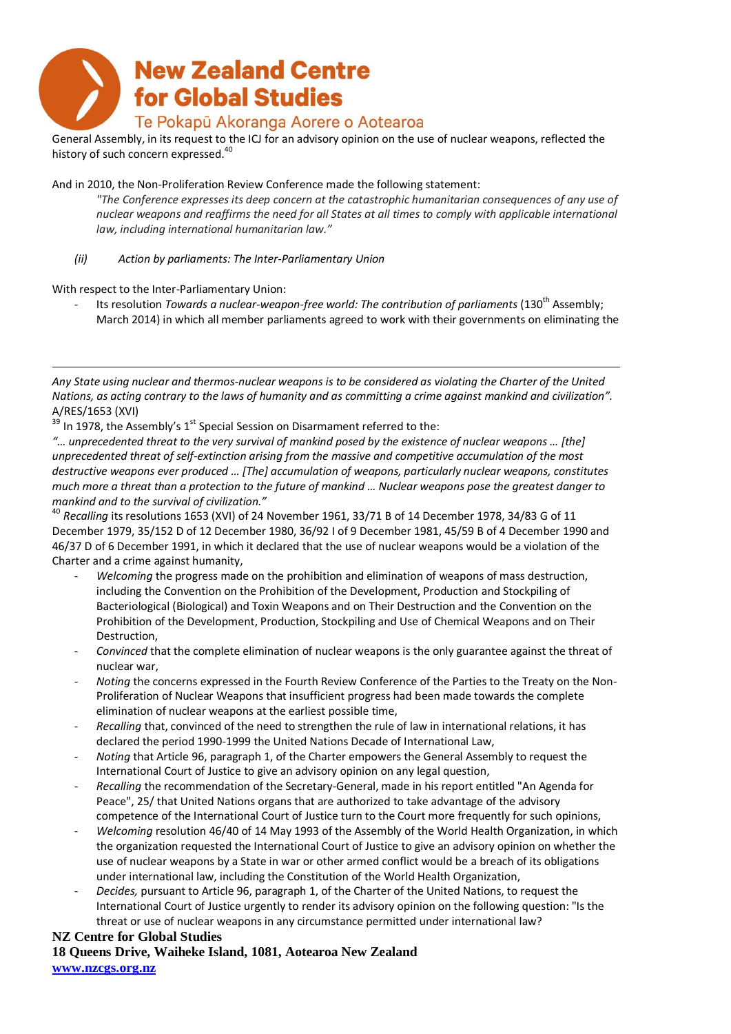General Assembly, in its request to the ICJ for an advisory opinion on the use of nuclear weapons, reflected the history of such concern expressed.[40]

And in 2010, the Non-Proliferation Review Conference made the following statement:

> *"The Conference expresses its deep concern at the catastrophic humanitarian consequences of any use of nuclear weapons and reaffirms the need for all States at all times to comply with applicable international law, including international humanitarian law."*

*(ii) Action by parliaments: The Inter-Parliamentary Union*

With respect to the Inter-Parliamentary Union:

- Its resolution *Towards a nuclear-weapon-free world: The contribution of parliaments* (130th Assembly; March 2014) in which all member parliaments agreed to work with their governments on eliminating the

---

*Any State using nuclear and thermos-nuclear weapons is to be considered as violating the Charter of the United Nations, as acting contrary to the laws of humanity and as committing a crime against mankind and civilization".* A/RES/1653 (XVI)

[39] In 1978, the Assembly's 1st Special Session on Disarmament referred to the:

*"… unprecedented threat to the very survival of mankind posed by the existence of nuclear weapons … [the] unprecedented threat of self-extinction arising from the massive and competitive accumulation of the most destructive weapons ever produced … [The] accumulation of weapons, particularly nuclear weapons, constitutes much more a threat than a protection to the future of mankind … Nuclear weapons pose the greatest danger to mankind and to the survival of civilization."*

[40] *Recalling* its resolutions 1653 (XVI) of 24 November 1961, 33/71 B of 14 December 1978, 34/83 G of 11 December 1979, 35/152 D of 12 December 1980, 36/92 I of 9 December 1981, 45/59 B of 4 December 1990 and 46/37 D of 6 December 1991, in which it declared that the use of nuclear weapons would be a violation of the Charter and a crime against humanity,

- *Welcoming* the progress made on the prohibition and elimination of weapons of mass destruction, including the Convention on the Prohibition of the Development, Production and Stockpiling of Bacteriological (Biological) and Toxin Weapons and on Their Destruction and the Convention on the Prohibition of the Development, Production, Stockpiling and Use of Chemical Weapons and on Their Destruction,
- *Convinced* that the complete elimination of nuclear weapons is the only guarantee against the threat of nuclear war,
- *Noting* the concerns expressed in the Fourth Review Conference of the Parties to the Treaty on the Non-Proliferation of Nuclear Weapons that insufficient progress had been made towards the complete elimination of nuclear weapons at the earliest possible time,
- *Recalling* that, convinced of the need to strengthen the rule of law in international relations, it has declared the period 1990-1999 the United Nations Decade of International Law,
- *Noting* that Article 96, paragraph 1, of the Charter empowers the General Assembly to request the International Court of Justice to give an advisory opinion on any legal question,
- *Recalling* the recommendation of the Secretary-General, made in his report entitled "An Agenda for Peace", 25/ that United Nations organs that are authorized to take advantage of the advisory competence of the International Court of Justice turn to the Court more frequently for such opinions,
- *Welcoming* resolution 46/40 of 14 May 1993 of the Assembly of the World Health Organization, in which the organization requested the International Court of Justice to give an advisory opinion on whether the use of nuclear weapons by a State in war or other armed conflict would be a breach of its obligations under international law, including the Constitution of the World Health Organization,
- *Decides,* pursuant to Article 96, paragraph 1, of the Charter of the United Nations, to request the International Court of Justice urgently to render its advisory opinion on the following question: "Is the threat or use of nuclear weapons in any circumstance permitted under international law?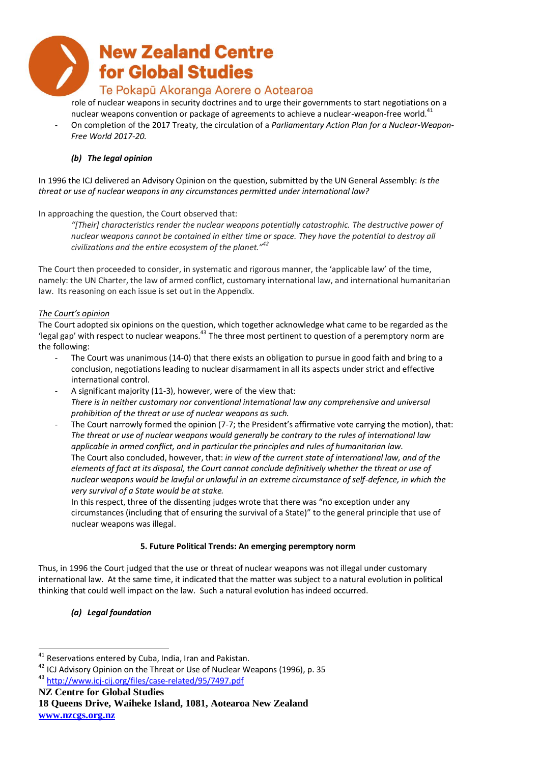role of nuclear weapons in security doctrines and to urge their governments to start negotiations on a nuclear weapons convention or package of agreements to achieve a nuclear-weapon-free world.[41]

- On completion of the 2017 Treaty, the circulation of a *Parliamentary Action Plan for a Nuclear-Weapon-Free World 2017-20.*

### *(b) The legal opinion*

In 1996 the ICJ delivered an Advisory Opinion on the question, submitted by the UN General Assembly: *Is the threat or use of nuclear weapons in any circumstances permitted under international law?*

In approaching the question, the Court observed that:

> *"[Their] characteristics render the nuclear weapons potentially catastrophic. The destructive power of nuclear weapons cannot be contained in either time or space. They have the potential to destroy all civilizations and the entire ecosystem of the planet."*[42]

The Court then proceeded to consider, in systematic and rigorous manner, the 'applicable law' of the time, namely: the UN Charter, the law of armed conflict, customary international law, and international humanitarian law. Its reasoning on each issue is set out in the Appendix.

<u>The Court's opinion</u>

The Court adopted six opinions on the question, which together acknowledge what came to be regarded as the 'legal gap' with respect to nuclear weapons.[43] The three most pertinent to question of a peremptory norm are the following:

- The Court was unanimous (14-0) that there exists an obligation to pursue in good faith and bring to a conclusion, negotiations leading to nuclear disarmament in all its aspects under strict and effective international control.
- A significant majority (11-3), however, were of the view that:
  *There is in neither customary nor conventional international law any comprehensive and universal prohibition of the threat or use of nuclear weapons as such.*
- The Court narrowly formed the opinion (7-7; the President's affirmative vote carrying the motion), that:
  *The threat or use of nuclear weapons would generally be contrary to the rules of international law applicable in armed conflict, and in particular the principles and rules of humanitarian law.*
  The Court also concluded, however, that: *in view of the current state of international law, and of the elements of fact at its disposal, the Court cannot conclude definitively whether the threat or use of nuclear weapons would be lawful or unlawful in an extreme circumstance of self-defence, in which the very survival of a State would be at stake.*
  In this respect, three of the dissenting judges wrote that there was "no exception under any circumstances (including that of ensuring the survival of a State)" to the general principle that use of nuclear weapons was illegal.

## 5. Future Political Trends: An emerging peremptory norm

Thus, in 1996 the Court judged that the use or threat of nuclear weapons was not illegal under customary international law. At the same time, it indicated that the matter was subject to a natural evolution in political thinking that could well impact on the law. Such a natural evolution has indeed occurred.

### *(a) Legal foundation*

---

[41] Reservations entered by Cuba, India, Iran and Pakistan.

[42] ICJ Advisory Opinion on the Threat or Use of Nuclear Weapons (1996), p. 35

[43] http://www.icj-cij.org/files/case-related/95/7497.pdf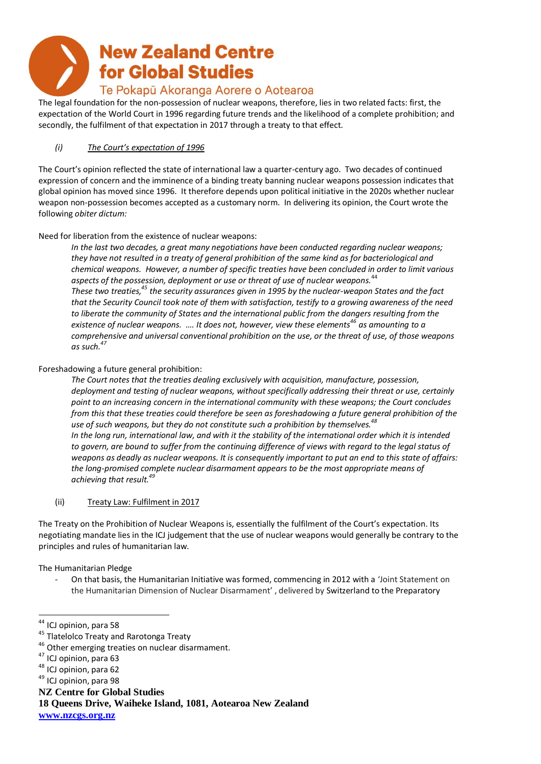The legal foundation for the non-possession of nuclear weapons, therefore, lies in two related facts: first, the expectation of the World Court in 1996 regarding future trends and the likelihood of a complete prohibition; and secondly, the fulfilment of that expectation in 2017 through a treaty to that effect.

*(i)* *The Court's expectation of 1996*

The Court's opinion reflected the state of international law a quarter-century ago. Two decades of continued expression of concern and the imminence of a binding treaty banning nuclear weapons possession indicates that global opinion has moved since 1996. It therefore depends upon political initiative in the 2020s whether nuclear weapon non-possession becomes accepted as a customary norm. In delivering its opinion, the Court wrote the following *obiter dictum:*

Need for liberation from the existence of nuclear weapons:

> *In the last two decades, a great many negotiations have been conducted regarding nuclear weapons; they have not resulted in a treaty of general prohibition of the same kind as for bacteriological and chemical weapons. However, a number of specific treaties have been concluded in order to limit various aspects of the possession, deployment or use or threat of use of nuclear weapons.*[44]
> *These two treaties,*[45] *the security assurances given in 1995 by the nuclear-weapon States and the fact that the Security Council took note of them with satisfaction, testify to a growing awareness of the need to liberate the community of States and the international public from the dangers resulting from the existence of nuclear weapons. …. It does not, however, view these elements*[46] *as amounting to a comprehensive and universal conventional prohibition on the use, or the threat of use, of those weapons as such.*[47]

Foreshadowing a future general prohibition:

> *The Court notes that the treaties dealing exclusively with acquisition, manufacture, possession, deployment and testing of nuclear weapons, without specifically addressing their threat or use, certainly point to an increasing concern in the international community with these weapons; the Court concludes from this that these treaties could therefore be seen as foreshadowing a future general prohibition of the use of such weapons, but they do not constitute such a prohibition by themselves.*[48]
> *In the long run, international law, and with it the stability of the international order which it is intended to govern, are bound to suffer from the continuing difference of views with regard to the legal status of weapons as deadly as nuclear weapons. It is consequently important to put an end to this state of affairs: the long-promised complete nuclear disarmament appears to be the most appropriate means of achieving that result.*[49]

(ii) Treaty Law: Fulfilment in 2017

The Treaty on the Prohibition of Nuclear Weapons is, essentially the fulfilment of the Court's expectation. Its negotiating mandate lies in the ICJ judgement that the use of nuclear weapons would generally be contrary to the principles and rules of humanitarian law.

The Humanitarian Pledge

- On that basis, the Humanitarian Initiative was formed, commencing in 2012 with a 'Joint Statement on the Humanitarian Dimension of Nuclear Disarmament' , delivered by Switzerland to the Preparatory

---

[44] ICJ opinion, para 58
[45] Tlatelolco Treaty and Rarotonga Treaty
[46] Other emerging treaties on nuclear disarmament.
[47] ICJ opinion, para 63
[48] ICJ opinion, para 62
[49] ICJ opinion, para 98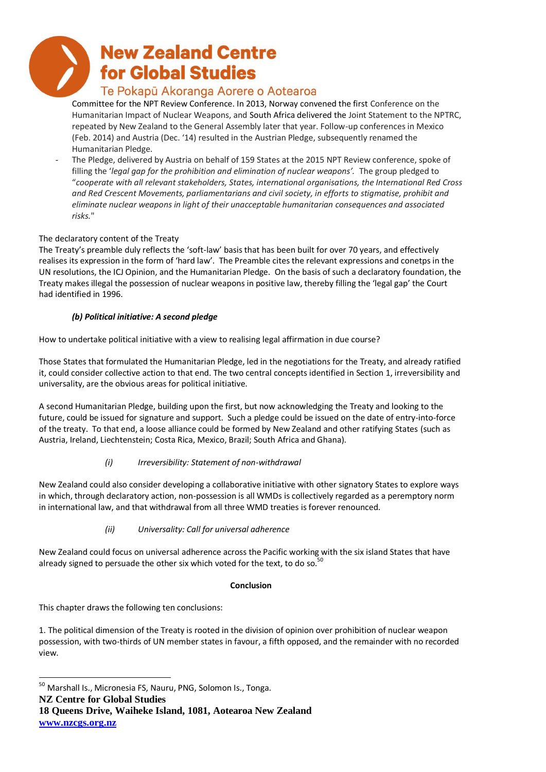Committee for the NPT Review Conference. In 2013, Norway convened the first Conference on the Humanitarian Impact of Nuclear Weapons, and South Africa delivered the Joint Statement to the NPTRC, repeated by New Zealand to the General Assembly later that year. Follow-up conferences in Mexico (Feb. 2014) and Austria (Dec. '14) resulted in the Austrian Pledge, subsequently renamed the Humanitarian Pledge.

- The Pledge, delivered by Austria on behalf of 159 States at the 2015 NPT Review conference, spoke of filling the '*legal gap for the prohibition and elimination of nuclear weapons'.* The group pledged to "*cooperate with all relevant stakeholders, States, international organisations, the International Red Cross and Red Crescent Movements, parliamentarians and civil society, in efforts to stigmatise, prohibit and eliminate nuclear weapons in light of their unacceptable humanitarian consequences and associated risks.*"

The declaratory content of the Treaty

The Treaty's preamble duly reflects the 'soft-law' basis that has been built for over 70 years, and effectively realises its expression in the form of 'hard law'. The Preamble cites the relevant expressions and conetps in the UN resolutions, the ICJ Opinion, and the Humanitarian Pledge. On the basis of such a declaratory foundation, the Treaty makes illegal the possession of nuclear weapons in positive law, thereby filling the 'legal gap' the Court had identified in 1996.

***(b) Political initiative: A second pledge***

How to undertake political initiative with a view to realising legal affirmation in due course?

Those States that formulated the Humanitarian Pledge, led in the negotiations for the Treaty, and already ratified it, could consider collective action to that end. The two central concepts identified in Section 1, irreversibility and universality, are the obvious areas for political initiative.

A second Humanitarian Pledge, building upon the first, but now acknowledging the Treaty and looking to the future, could be issued for signature and support. Such a pledge could be issued on the date of entry-into-force of the treaty. To that end, a loose alliance could be formed by New Zealand and other ratifying States (such as Austria, Ireland, Liechtenstein; Costa Rica, Mexico, Brazil; South Africa and Ghana).

*(i) Irreversibility: Statement of non-withdrawal*

New Zealand could also consider developing a collaborative initiative with other signatory States to explore ways in which, through declaratory action, non-possession is all WMDs is collectively regarded as a peremptory norm in international law, and that withdrawal from all three WMD treaties is forever renounced.

*(ii) Universality: Call for universal adherence*

New Zealand could focus on universal adherence across the Pacific working with the six island States that have already signed to persuade the other six which voted for the text, to do so.[50]

**Conclusion**

This chapter draws the following ten conclusions:

1. The political dimension of the Treaty is rooted in the division of opinion over prohibition of nuclear weapon possession, with two-thirds of UN member states in favour, a fifth opposed, and the remainder with no recorded view.

---

[50] Marshall Is., Micronesia FS, Nauru, PNG, Solomon Is., Tonga.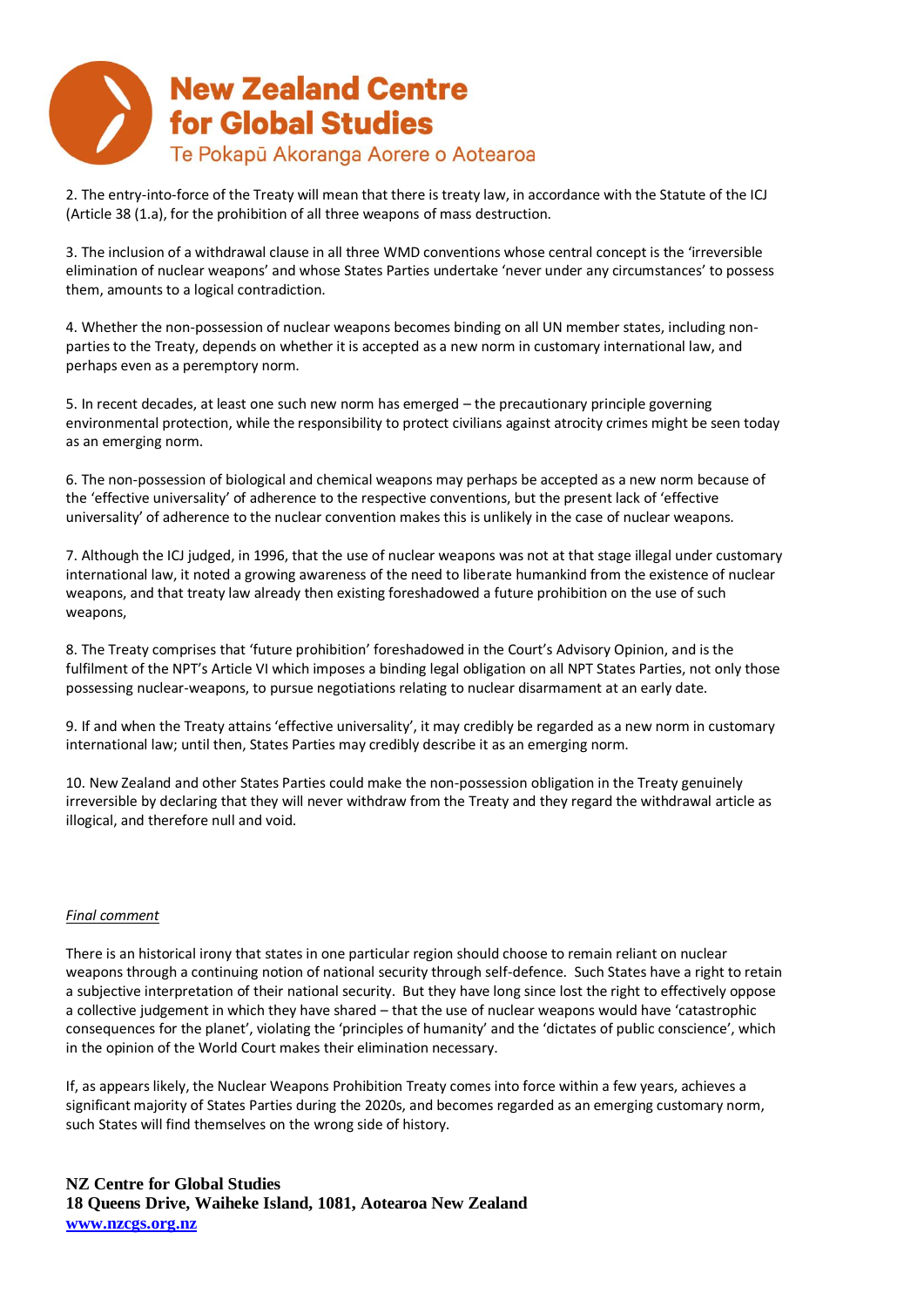2. The entry-into-force of the Treaty will mean that there is treaty law, in accordance with the Statute of the ICJ (Article 38 (1.a), for the prohibition of all three weapons of mass destruction.

3. The inclusion of a withdrawal clause in all three WMD conventions whose central concept is the 'irreversible elimination of nuclear weapons' and whose States Parties undertake 'never under any circumstances' to possess them, amounts to a logical contradiction.

4. Whether the non-possession of nuclear weapons becomes binding on all UN member states, including non-parties to the Treaty, depends on whether it is accepted as a new norm in customary international law, and perhaps even as a peremptory norm.

5. In recent decades, at least one such new norm has emerged – the precautionary principle governing environmental protection, while the responsibility to protect civilians against atrocity crimes might be seen today as an emerging norm.

6. The non-possession of biological and chemical weapons may perhaps be accepted as a new norm because of the 'effective universality' of adherence to the respective conventions, but the present lack of 'effective universality' of adherence to the nuclear convention makes this is unlikely in the case of nuclear weapons.

7. Although the ICJ judged, in 1996, that the use of nuclear weapons was not at that stage illegal under customary international law, it noted a growing awareness of the need to liberate humankind from the existence of nuclear weapons, and that treaty law already then existing foreshadowed a future prohibition on the use of such weapons,

8. The Treaty comprises that 'future prohibition' foreshadowed in the Court's Advisory Opinion, and is the fulfilment of the NPT's Article VI which imposes a binding legal obligation on all NPT States Parties, not only those possessing nuclear-weapons, to pursue negotiations relating to nuclear disarmament at an early date.

9. If and when the Treaty attains 'effective universality', it may credibly be regarded as a new norm in customary international law; until then, States Parties may credibly describe it as an emerging norm.

10. New Zealand and other States Parties could make the non-possession obligation in the Treaty genuinely irreversible by declaring that they will never withdraw from the Treaty and they regard the withdrawal article as illogical, and therefore null and void.

*Final comment*

There is an historical irony that states in one particular region should choose to remain reliant on nuclear weapons through a continuing notion of national security through self-defence. Such States have a right to retain a subjective interpretation of their national security. But they have long since lost the right to effectively oppose a collective judgement in which they have shared – that the use of nuclear weapons would have 'catastrophic consequences for the planet', violating the 'principles of humanity' and the 'dictates of public conscience', which in the opinion of the World Court makes their elimination necessary.

If, as appears likely, the Nuclear Weapons Prohibition Treaty comes into force within a few years, achieves a significant majority of States Parties during the 2020s, and becomes regarded as an emerging customary norm, such States will find themselves on the wrong side of history.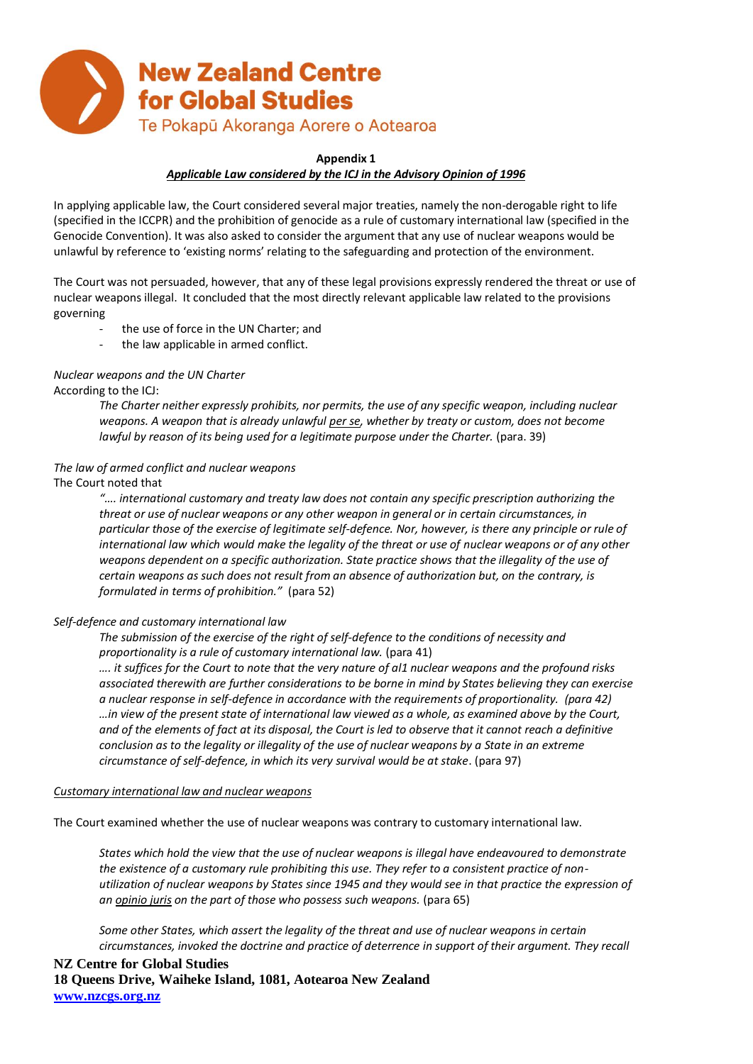**Appendix 1**

***Applicable Law considered by the ICJ in the Advisory Opinion of 1996***

In applying applicable law, the Court considered several major treaties, namely the non-derogable right to life (specified in the ICCPR) and the prohibition of genocide as a rule of customary international law (specified in the Genocide Convention). It was also asked to consider the argument that any use of nuclear weapons would be unlawful by reference to 'existing norms' relating to the safeguarding and protection of the environment.

The Court was not persuaded, however, that any of these legal provisions expressly rendered the threat or use of nuclear weapons illegal. It concluded that the most directly relevant applicable law related to the provisions governing

- the use of force in the UN Charter; and
- the law applicable in armed conflict.

*Nuclear weapons and the UN Charter*

According to the ICJ:

> *The Charter neither expressly prohibits, nor permits, the use of any specific weapon, including nuclear weapons. A weapon that is already unlawful per se, whether by treaty or custom, does not become lawful by reason of its being used for a legitimate purpose under the Charter.* (para. 39)

*The law of armed conflict and nuclear weapons*

The Court noted that

> *"…. international customary and treaty law does not contain any specific prescription authorizing the threat or use of nuclear weapons or any other weapon in general or in certain circumstances, in particular those of the exercise of legitimate self-defence. Nor, however, is there any principle or rule of international law which would make the legality of the threat or use of nuclear weapons or of any other weapons dependent on a specific authorization. State practice shows that the illegality of the use of certain weapons as such does not result from an absence of authorization but, on the contrary, is formulated in terms of prohibition."* (para 52)

*Self-defence and customary international law*

> *The submission of the exercise of the right of self-defence to the conditions of necessity and proportionality is a rule of customary international law.* (para 41)
>
> *…. it suffices for the Court to note that the very nature of al1 nuclear weapons and the profound risks associated therewith are further considerations to be borne in mind by States believing they can exercise a nuclear response in self-defence in accordance with the requirements of proportionality.* (para 42)
>
> *…in view of the present state of international law viewed as a whole, as examined above by the Court, and of the elements of fact at its disposal, the Court is led to observe that it cannot reach a definitive conclusion as to the legality or illegality of the use of nuclear weapons by a State in an extreme circumstance of self-defence, in which its very survival would be at stake*. (para 97)

*Customary international law and nuclear weapons*

The Court examined whether the use of nuclear weapons was contrary to customary international law.

> *States which hold the view that the use of nuclear weapons is illegal have endeavoured to demonstrate the existence of a customary rule prohibiting this use. They refer to a consistent practice of non-utilization of nuclear weapons by States since 1945 and they would see in that practice the expression of an opinio juris on the part of those who possess such weapons.* (para 65)
>
> *Some other States, which assert the legality of the threat and use of nuclear weapons in certain circumstances, invoked the doctrine and practice of deterrence in support of their argument. They recall*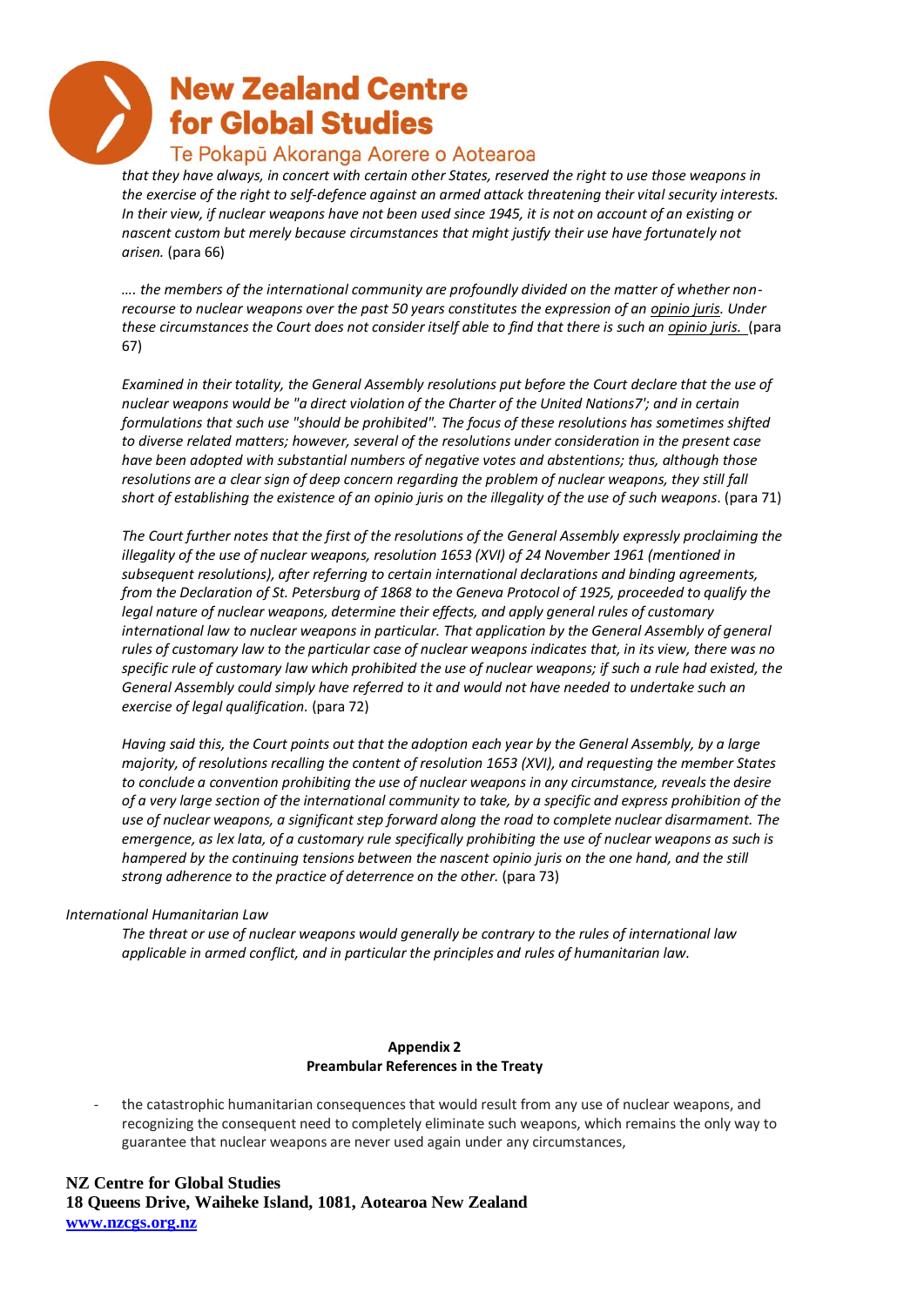*that they have always, in concert with certain other States, reserved the right to use those weapons in the exercise of the right to self-defence against an armed attack threatening their vital security interests. In their view, if nuclear weapons have not been used since 1945, it is not on account of an existing or nascent custom but merely because circumstances that might justify their use have fortunately not arisen.* (para 66)

*…. the members of the international community are profoundly divided on the matter of whether non-recourse to nuclear weapons over the past 50 years constitutes the expression of an opinio juris. Under these circumstances the Court does not consider itself able to find that there is such an opinio juris.* (para 67)

*Examined in their totality, the General Assembly resolutions put before the Court declare that the use of nuclear weapons would be "a direct violation of the Charter of the United Nations7'; and in certain formulations that such use "should be prohibited". The focus of these resolutions has sometimes shifted to diverse related matters; however, several of the resolutions under consideration in the present case have been adopted with substantial numbers of negative votes and abstentions; thus, although those resolutions are a clear sign of deep concern regarding the problem of nuclear weapons, they still fall short of establishing the existence of an opinio juris on the illegality of the use of such weapons.* (para 71)

*The Court further notes that the first of the resolutions of the General Assembly expressly proclaiming the illegality of the use of nuclear weapons, resolution 1653 (XVI) of 24 November 1961 (mentioned in subsequent resolutions), after referring to certain international declarations and binding agreements, from the Declaration of St. Petersburg of 1868 to the Geneva Protocol of 1925, proceeded to qualify the legal nature of nuclear weapons, determine their effects, and apply general rules of customary international law to nuclear weapons in particular. That application by the General Assembly of general rules of customary law to the particular case of nuclear weapons indicates that, in its view, there was no specific rule of customary law which prohibited the use of nuclear weapons; if such a rule had existed, the General Assembly could simply have referred to it and would not have needed to undertake such an exercise of legal qualification.* (para 72)

*Having said this, the Court points out that the adoption each year by the General Assembly, by a large majority, of resolutions recalling the content of resolution 1653 (XVI), and requesting the member States to conclude a convention prohibiting the use of nuclear weapons in any circumstance, reveals the desire of a very large section of the international community to take, by a specific and express prohibition of the use of nuclear weapons, a significant step forward along the road to complete nuclear disarmament. The emergence, as lex lata, of a customary rule specifically prohibiting the use of nuclear weapons as such is hampered by the continuing tensions between the nascent opinio juris on the one hand, and the still strong adherence to the practice of deterrence on the other.* (para 73)

*International Humanitarian Law*

*The threat or use of nuclear weapons would generally be contrary to the rules of international law applicable in armed conflict, and in particular the principles and rules of humanitarian law.*

**Appendix 2**
**Preambular References in the Treaty**

- the catastrophic humanitarian consequences that would result from any use of nuclear weapons, and recognizing the consequent need to completely eliminate such weapons, which remains the only way to guarantee that nuclear weapons are never used again under any circumstances,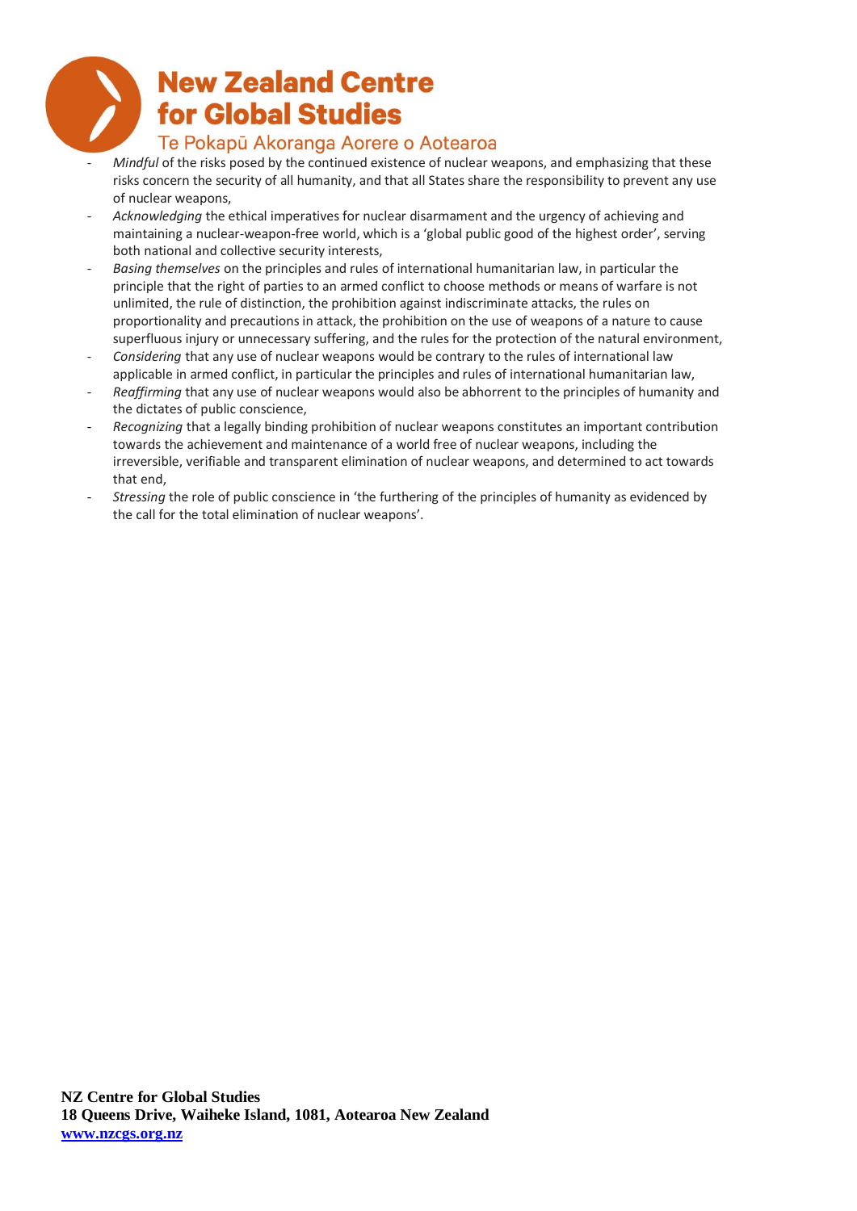- *Mindful* of the risks posed by the continued existence of nuclear weapons, and emphasizing that these risks concern the security of all humanity, and that all States share the responsibility to prevent any use of nuclear weapons,
- *Acknowledging* the ethical imperatives for nuclear disarmament and the urgency of achieving and maintaining a nuclear-weapon-free world, which is a 'global public good of the highest order', serving both national and collective security interests,
- *Basing themselves* on the principles and rules of international humanitarian law, in particular the principle that the right of parties to an armed conflict to choose methods or means of warfare is not unlimited, the rule of distinction, the prohibition against indiscriminate attacks, the rules on proportionality and precautions in attack, the prohibition on the use of weapons of a nature to cause superfluous injury or unnecessary suffering, and the rules for the protection of the natural environment,
- *Considering* that any use of nuclear weapons would be contrary to the rules of international law applicable in armed conflict, in particular the principles and rules of international humanitarian law,
- *Reaffirming* that any use of nuclear weapons would also be abhorrent to the principles of humanity and the dictates of public conscience,
- *Recognizing* that a legally binding prohibition of nuclear weapons constitutes an important contribution towards the achievement and maintenance of a world free of nuclear weapons, including the irreversible, verifiable and transparent elimination of nuclear weapons, and determined to act towards that end,
- *Stressing* the role of public conscience in 'the furthering of the principles of humanity as evidenced by the call for the total elimination of nuclear weapons'.